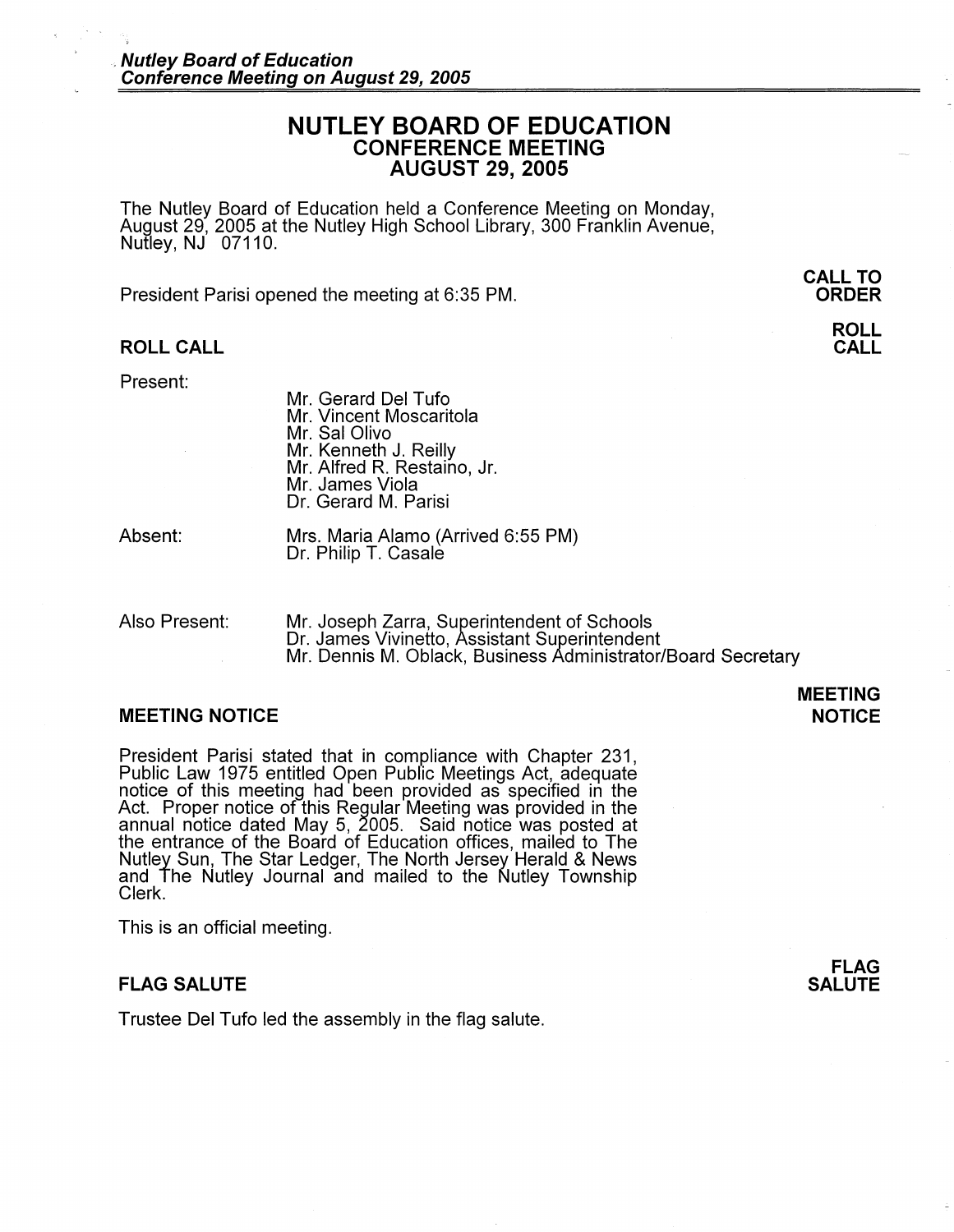# NUTLEY BOARD OF EDUCATION
## CONFERENCE MEETING
## AUGUST 29, 2005

The Nutley Board of Education held a Conference Meeting on Monday, August 29, 2005 at the Nutley High School Library, 300 Franklin Avenue, Nutley, NJ 07110.

**CALL TO ORDER**

President Parisi opened the meeting at 6:35 PM.

### ROLL CALL

**ROLL CALL**

Present:

- Mr. Gerard Del Tufo
- Mr. Vincent Moscaritola
- Mr. Sal Olivo
- Mr. Kenneth J. Reilly
- Mr. Alfred R. Restaino, Jr.
- Mr. James Viola
- Dr. Gerard M. Parisi

Absent:

- Mrs. Maria Alamo (Arrived 6:55 PM)
- Dr. Philip T. Casale

Also Present:

- Mr. Joseph Zarra, Superintendent of Schools
- Dr. James Vivinetto, Assistant Superintendent
- Mr. Dennis M. Oblack, Business Administrator/Board Secretary

### MEETING NOTICE

**MEETING NOTICE**

President Parisi stated that in compliance with Chapter 231, Public Law 1975 entitled Open Public Meetings Act, adequate notice of this meeting had been provided as specified in the Act. Proper notice of this Regular Meeting was provided in the annual notice dated May 5, 2005. Said notice was posted at the entrance of the Board of Education offices, mailed to The Nutley Sun, The Star Ledger, The North Jersey Herald & News and The Nutley Journal and mailed to the Nutley Township Clerk.

This is an official meeting.

### FLAG SALUTE

**FLAG SALUTE**

Trustee Del Tufo led the assembly in the flag salute.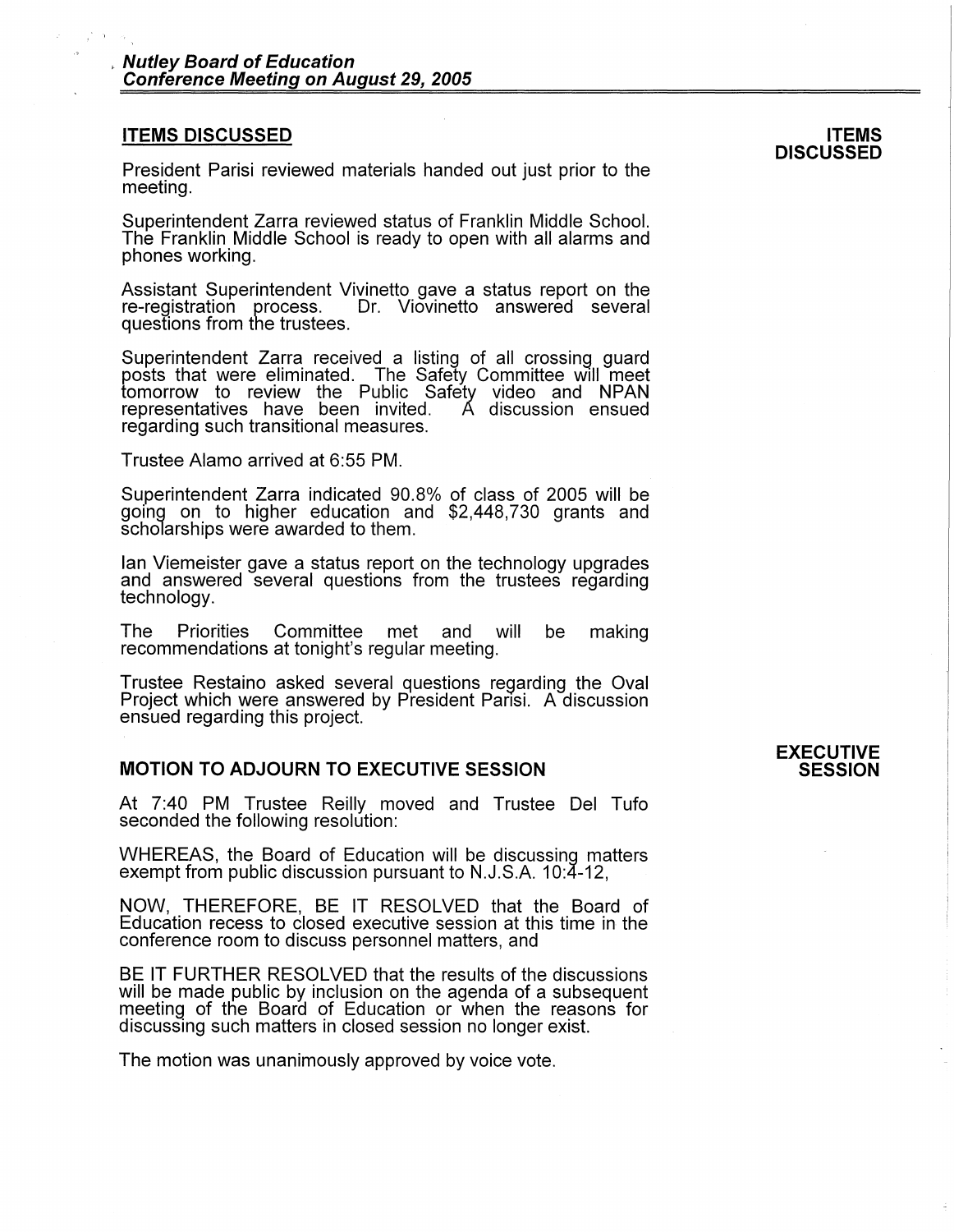## ITEMS DISCUSSED

**ITEMS DISCUSSED**

President Parisi reviewed materials handed out just prior to the meeting.

Superintendent Zarra reviewed status of Franklin Middle School. The Franklin Middle School is ready to open with all alarms and phones working.

Assistant Superintendent Vivinetto gave a status report on the re-registration process. Dr. Viovinetto answered several questions from the trustees.

Superintendent Zarra received a listing of all crossing guard posts that were eliminated. The Safety Committee will meet tomorrow to review the Public Safety video and NPAN representatives have been invited. A discussion ensued regarding such transitional measures.

Trustee Alamo arrived at 6:55 PM.

Superintendent Zarra indicated 90.8% of class of 2005 will be going on to higher education and $2,448,730 grants and scholarships were awarded to them.

Ian Viemeister gave a status report on the technology upgrades and answered several questions from the trustees regarding technology.

The Priorities Committee met and will be making recommendations at tonight's regular meeting.

Trustee Restaino asked several questions regarding the Oval Project which were answered by President Parisi. A discussion ensued regarding this project.

## MOTION TO ADJOURN TO EXECUTIVE SESSION

**EXECUTIVE SESSION**

At 7:40 PM Trustee Reilly moved and Trustee Del Tufo seconded the following resolution:

WHEREAS, the Board of Education will be discussing matters exempt from public discussion pursuant to N.J.S.A. 10:4-12,

NOW, THEREFORE, BE IT RESOLVED that the Board of Education recess to closed executive session at this time in the conference room to discuss personnel matters, and

BE IT FURTHER RESOLVED that the results of the discussions will be made public by inclusion on the agenda of a subsequent meeting of the Board of Education or when the reasons for discussing such matters in closed session no longer exist.

The motion was unanimously approved by voice vote.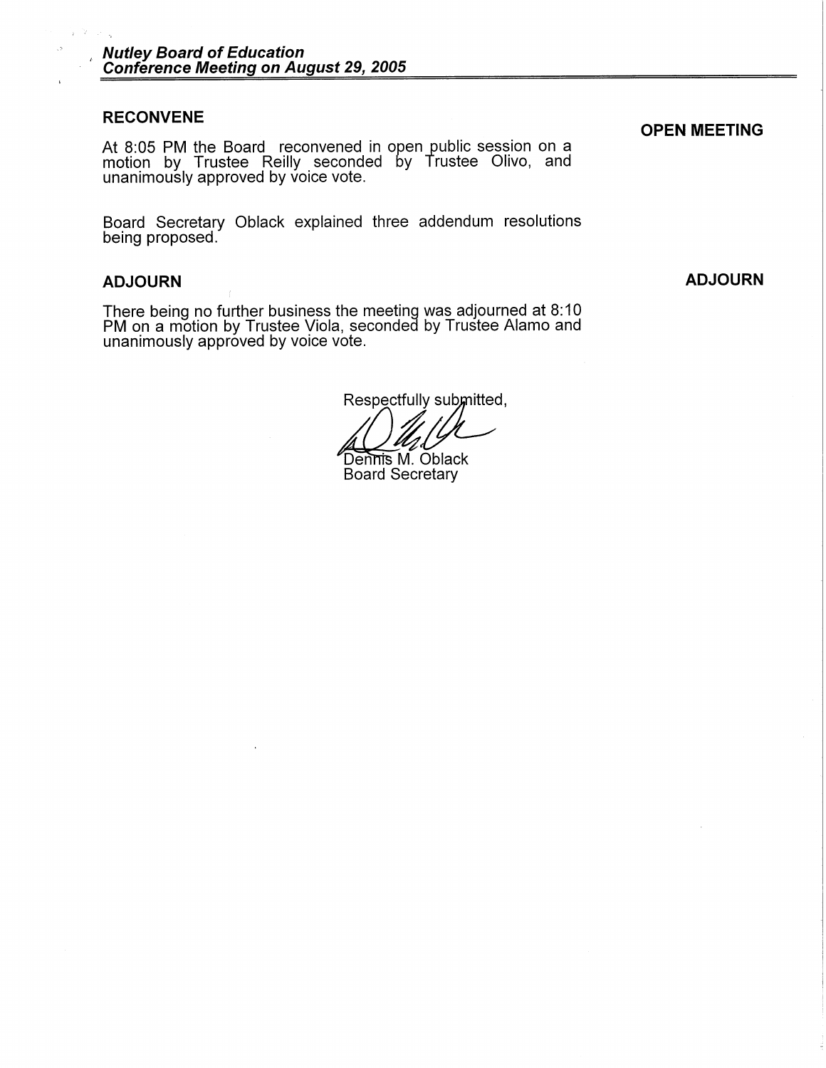## RECONVENE

**OPEN MEETING**

At 8:05 PM the Board reconvened in open public session on a motion by Trustee Reilly seconded by Trustee Olivo, and unanimously approved by voice vote.

Board Secretary Oblack explained three addendum resolutions being proposed.

## ADJOURN

**ADJOURN**

There being no further business the meeting was adjourned at 8:10 PM on a motion by Trustee Viola, seconded by Trustee Alamo and unanimously approved by voice vote.

Respectfully submitted,

Dennis M. Oblack
Board Secretary